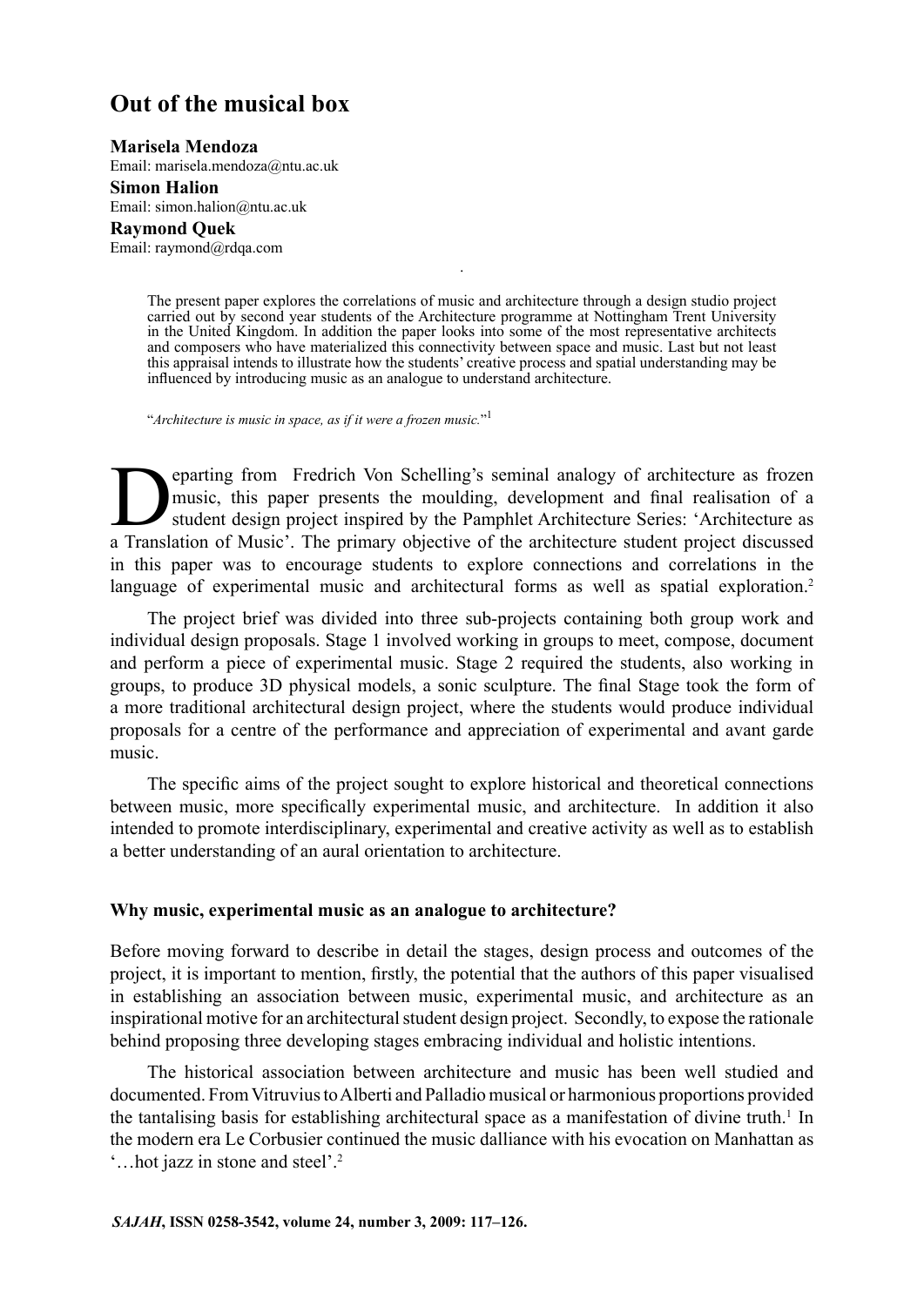# Out of the musical box

**Marisela Mendoza**
Email: marisela.mendoza@ntu.ac.uk

**Simon Halion**
Email: simon.halion@ntu.ac.uk

**Raymond Quek**
Email: raymond@rdqa.com

The present paper explores the correlations of music and architecture through a design studio project carried out by second year students of the Architecture programme at Nottingham Trent University in the United Kingdom. In addition the paper looks into some of the most representative architects and composers who have materialized this connectivity between space and music. Last but not least this appraisal intends to illustrate how the students' creative process and spatial understanding may be influenced by introducing music as an analogue to understand architecture.

"*Architecture is music in space, as if it were a frozen music.*"[1]

Departing from Fredrich Von Schelling's seminal analogy of architecture as frozen music, this paper presents the moulding, development and final realisation of a student design project inspired by the Pamphlet Architecture Series: 'Architecture as a Translation of Music'. The primary objective of the architecture student project discussed in this paper was to encourage students to explore connections and correlations in the language of experimental music and architectural forms as well as spatial exploration.[2]

The project brief was divided into three sub-projects containing both group work and individual design proposals. Stage 1 involved working in groups to meet, compose, document and perform a piece of experimental music. Stage 2 required the students, also working in groups, to produce 3D physical models, a sonic sculpture. The final Stage took the form of a more traditional architectural design project, where the students would produce individual proposals for a centre of the performance and appreciation of experimental and avant garde music.

The specific aims of the project sought to explore historical and theoretical connections between music, more specifically experimental music, and architecture. In addition it also intended to promote interdisciplinary, experimental and creative activity as well as to establish a better understanding of an aural orientation to architecture.

### Why music, experimental music as an analogue to architecture?

Before moving forward to describe in detail the stages, design process and outcomes of the project, it is important to mention, firstly, the potential that the authors of this paper visualised in establishing an association between music, experimental music, and architecture as an inspirational motive for an architectural student design project. Secondly, to expose the rationale behind proposing three developing stages embracing individual and holistic intentions.

The historical association between architecture and music has been well studied and documented. From Vitruvius to Alberti and Palladio musical or harmonious proportions provided the tantalising basis for establishing architectural space as a manifestation of divine truth.[1] In the modern era Le Corbusier continued the music dalliance with his evocation on Manhattan as '…hot jazz in stone and steel'.[2]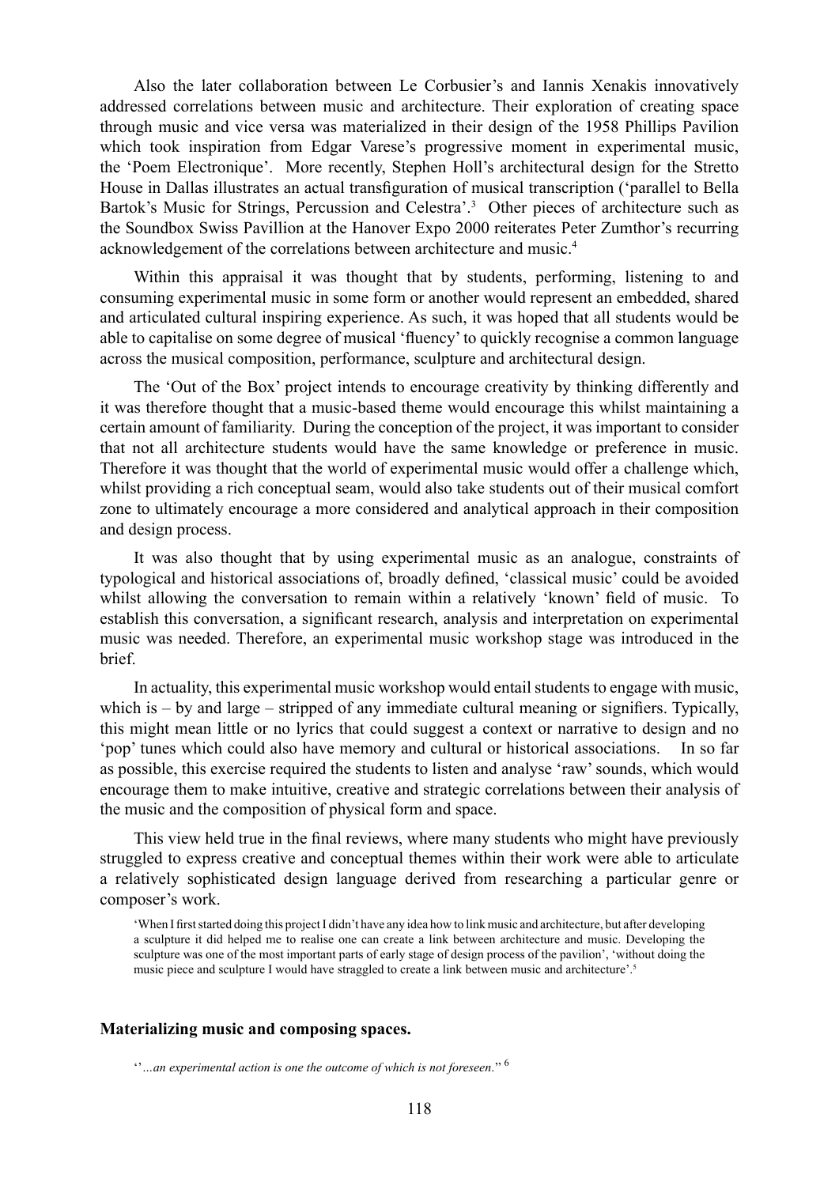Also the later collaboration between Le Corbusier's and Iannis Xenakis innovatively addressed correlations between music and architecture. Their exploration of creating space through music and vice versa was materialized in their design of the 1958 Phillips Pavilion which took inspiration from Edgar Varese's progressive moment in experimental music, the 'Poem Electronique'. More recently, Stephen Holl's architectural design for the Stretto House in Dallas illustrates an actual transfiguration of musical transcription ('parallel to Bella Bartok's Music for Strings, Percussion and Celestra'.[3] Other pieces of architecture such as the Soundbox Swiss Pavillion at the Hanover Expo 2000 reiterates Peter Zumthor's recurring acknowledgement of the correlations between architecture and music.[4]

Within this appraisal it was thought that by students, performing, listening to and consuming experimental music in some form or another would represent an embedded, shared and articulated cultural inspiring experience. As such, it was hoped that all students would be able to capitalise on some degree of musical 'fluency' to quickly recognise a common language across the musical composition, performance, sculpture and architectural design.

The 'Out of the Box' project intends to encourage creativity by thinking differently and it was therefore thought that a music-based theme would encourage this whilst maintaining a certain amount of familiarity. During the conception of the project, it was important to consider that not all architecture students would have the same knowledge or preference in music. Therefore it was thought that the world of experimental music would offer a challenge which, whilst providing a rich conceptual seam, would also take students out of their musical comfort zone to ultimately encourage a more considered and analytical approach in their composition and design process.

It was also thought that by using experimental music as an analogue, constraints of typological and historical associations of, broadly defined, 'classical music' could be avoided whilst allowing the conversation to remain within a relatively 'known' field of music. To establish this conversation, a significant research, analysis and interpretation on experimental music was needed. Therefore, an experimental music workshop stage was introduced in the brief.

In actuality, this experimental music workshop would entail students to engage with music, which is – by and large – stripped of any immediate cultural meaning or signifiers. Typically, this might mean little or no lyrics that could suggest a context or narrative to design and no 'pop' tunes which could also have memory and cultural or historical associations. In so far as possible, this exercise required the students to listen and analyse 'raw' sounds, which would encourage them to make intuitive, creative and strategic correlations between their analysis of the music and the composition of physical form and space.

This view held true in the final reviews, where many students who might have previously struggled to express creative and conceptual themes within their work were able to articulate a relatively sophisticated design language derived from researching a particular genre or composer's work.

> 'When I first started doing this project I didn't have any idea how to link music and architecture, but after developing a sculpture it did helped me to realise one can create a link between architecture and music. Developing the sculpture was one of the most important parts of early stage of design process of the pavilion', 'without doing the music piece and sculpture I would have straggled to create a link between music and architecture'.[5]

## Materializing music and composing spaces.

> ''*...an experimental action is one the outcome of which is not foreseen*.''[6]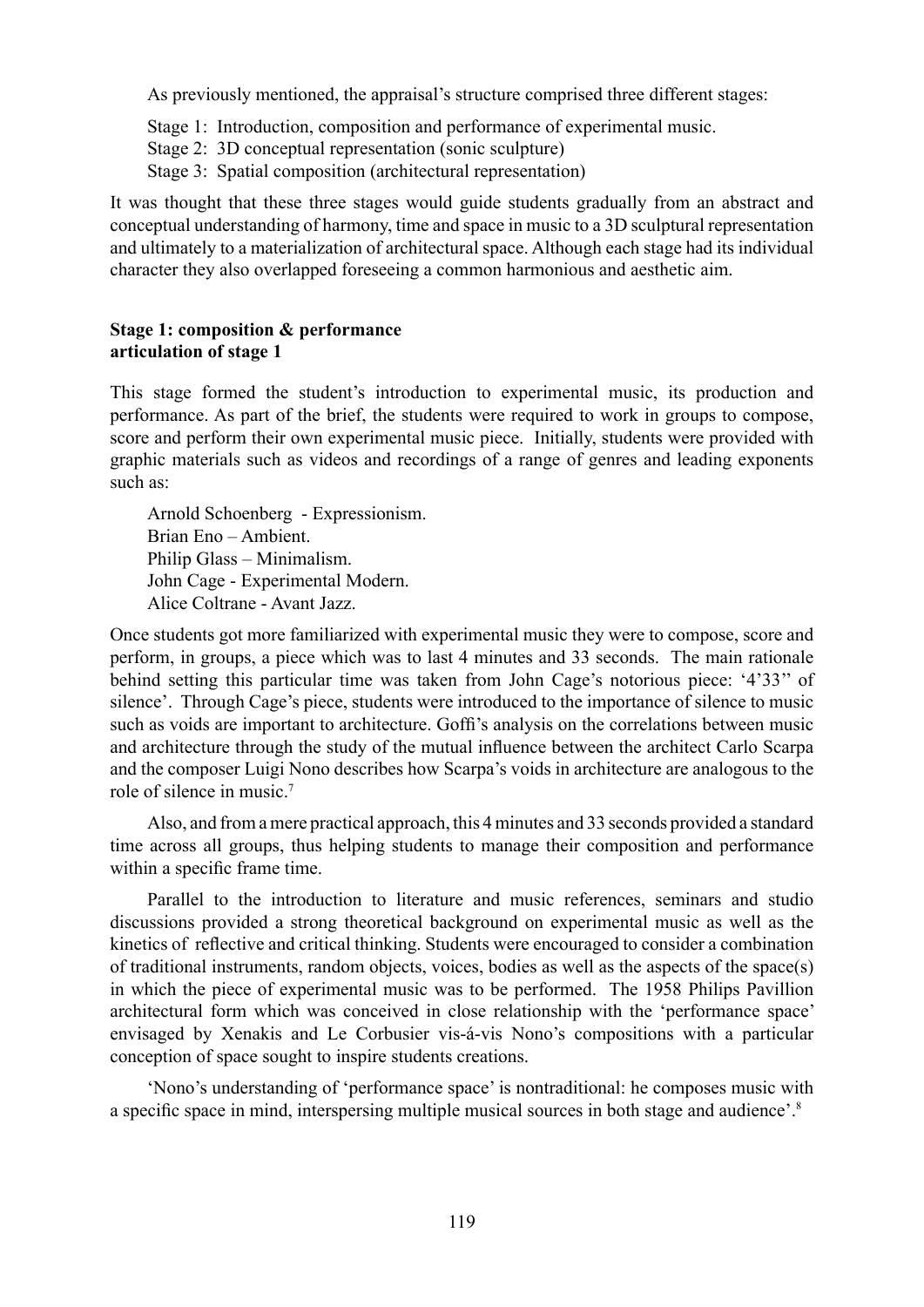As previously mentioned, the appraisal's structure comprised three different stages:

Stage 1: Introduction, composition and performance of experimental music.
Stage 2: 3D conceptual representation (sonic sculpture)
Stage 3: Spatial composition (architectural representation)

It was thought that these three stages would guide students gradually from an abstract and conceptual understanding of harmony, time and space in music to a 3D sculptural representation and ultimately to a materialization of architectural space. Although each stage had its individual character they also overlapped foreseeing a common harmonious and aesthetic aim.

**Stage 1: composition & performance**
**articulation of stage 1**

This stage formed the student's introduction to experimental music, its production and performance. As part of the brief, the students were required to work in groups to compose, score and perform their own experimental music piece. Initially, students were provided with graphic materials such as videos and recordings of a range of genres and leading exponents such as:

Arnold Schoenberg - Expressionism.
Brian Eno – Ambient.
Philip Glass – Minimalism.
John Cage - Experimental Modern.
Alice Coltrane - Avant Jazz.

Once students got more familiarized with experimental music they were to compose, score and perform, in groups, a piece which was to last 4 minutes and 33 seconds. The main rationale behind setting this particular time was taken from John Cage's notorious piece: '4'33'' of silence'. Through Cage's piece, students were introduced to the importance of silence to music such as voids are important to architecture. Goffi's analysis on the correlations between music and architecture through the study of the mutual influence between the architect Carlo Scarpa and the composer Luigi Nono describes how Scarpa's voids in architecture are analogous to the role of silence in music.[7]

Also, and from a mere practical approach, this 4 minutes and 33 seconds provided a standard time across all groups, thus helping students to manage their composition and performance within a specific frame time.

Parallel to the introduction to literature and music references, seminars and studio discussions provided a strong theoretical background on experimental music as well as the kinetics of reflective and critical thinking. Students were encouraged to consider a combination of traditional instruments, random objects, voices, bodies as well as the aspects of the space(s) in which the piece of experimental music was to be performed. The 1958 Philips Pavillion architectural form which was conceived in close relationship with the 'performance space' envisaged by Xenakis and Le Corbusier vis-á-vis Nono's compositions with a particular conception of space sought to inspire students creations.

'Nono's understanding of 'performance space' is nontraditional: he composes music with a specific space in mind, interspersing multiple musical sources in both stage and audience'.[8]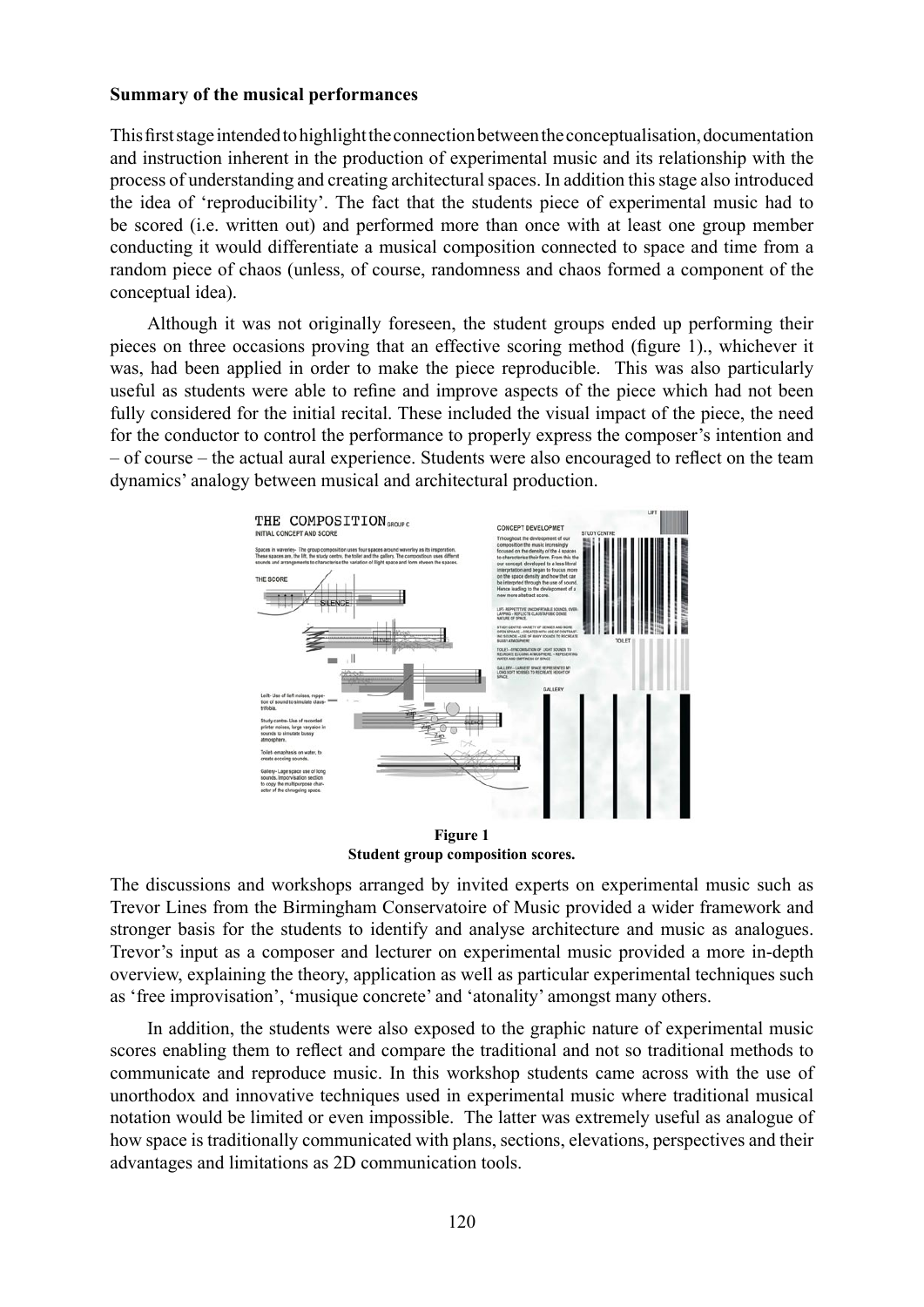**Summary of the musical performances**

This first stage intended to highlight the connection between the conceptualisation, documentation and instruction inherent in the production of experimental music and its relationship with the process of understanding and creating architectural spaces. In addition this stage also introduced the idea of 'reproducibility'. The fact that the students piece of experimental music had to be scored (i.e. written out) and performed more than once with at least one group member conducting it would differentiate a musical composition connected to space and time from a random piece of chaos (unless, of course, randomness and chaos formed a component of the conceptual idea).

Although it was not originally foreseen, the student groups ended up performing their pieces on three occasions proving that an effective scoring method (figure 1)., whichever it was, had been applied in order to make the piece reproducible. This was also particularly useful as students were able to refine and improve aspects of the piece which had not been fully considered for the initial recital. These included the visual impact of the piece, the need for the conductor to control the performance to properly express the composer's intention and – of course – the actual aural experience. Students were also encouraged to reflect on the team dynamics' analogy between musical and architectural production.

**Figure 1**
**Student group composition scores.**

The discussions and workshops arranged by invited experts on experimental music such as Trevor Lines from the Birmingham Conservatoire of Music provided a wider framework and stronger basis for the students to identify and analyse architecture and music as analogues. Trevor's input as a composer and lecturer on experimental music provided a more in-depth overview, explaining the theory, application as well as particular experimental techniques such as 'free improvisation', 'musique concrete' and 'atonality' amongst many others.

In addition, the students were also exposed to the graphic nature of experimental music scores enabling them to reflect and compare the traditional and not so traditional methods to communicate and reproduce music. In this workshop students came across with the use of unorthodox and innovative techniques used in experimental music where traditional musical notation would be limited or even impossible. The latter was extremely useful as analogue of how space is traditionally communicated with plans, sections, elevations, perspectives and their advantages and limitations as 2D communication tools.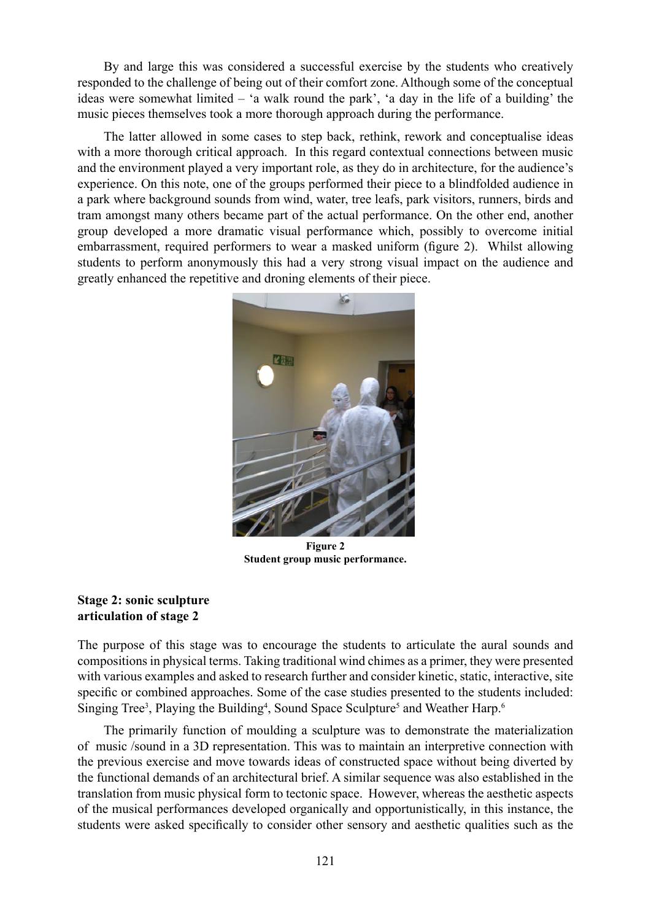By and large this was considered a successful exercise by the students who creatively responded to the challenge of being out of their comfort zone. Although some of the conceptual ideas were somewhat limited – 'a walk round the park', 'a day in the life of a building' the music pieces themselves took a more thorough approach during the performance.

The latter allowed in some cases to step back, rethink, rework and conceptualise ideas with a more thorough critical approach. In this regard contextual connections between music and the environment played a very important role, as they do in architecture, for the audience's experience. On this note, one of the groups performed their piece to a blindfolded audience in a park where background sounds from wind, water, tree leafs, park visitors, runners, birds and tram amongst many others became part of the actual performance. On the other end, another group developed a more dramatic visual performance which, possibly to overcome initial embarrassment, required performers to wear a masked uniform (figure 2). Whilst allowing students to perform anonymously this had a very strong visual impact on the audience and greatly enhanced the repetitive and droning elements of their piece.

**Figure 2**
**Student group music performance.**

### Stage 2: sonic sculpture articulation of stage 2

The purpose of this stage was to encourage the students to articulate the aural sounds and compositions in physical terms. Taking traditional wind chimes as a primer, they were presented with various examples and asked to research further and consider kinetic, static, interactive, site specific or combined approaches. Some of the case studies presented to the students included: Singing Tree[3], Playing the Building[4], Sound Space Sculpture[5] and Weather Harp.[6]

The primarily function of moulding a sculpture was to demonstrate the materialization of music /sound in a 3D representation. This was to maintain an interpretive connection with the previous exercise and move towards ideas of constructed space without being diverted by the functional demands of an architectural brief. A similar sequence was also established in the translation from music physical form to tectonic space. However, whereas the aesthetic aspects of the musical performances developed organically and opportunistically, in this instance, the students were asked specifically to consider other sensory and aesthetic qualities such as the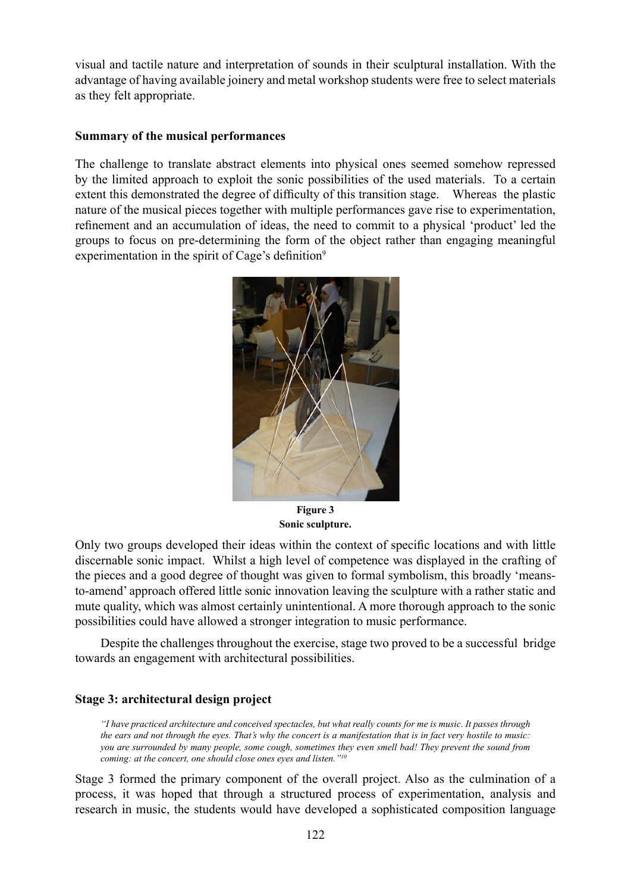visual and tactile nature and interpretation of sounds in their sculptural installation. With the advantage of having available joinery and metal workshop students were free to select materials as they felt appropriate.

**Summary of the musical performances**

The challenge to translate abstract elements into physical ones seemed somehow repressed by the limited approach to exploit the sonic possibilities of the used materials. To a certain extent this demonstrated the degree of difficulty of this transition stage. Whereas the plastic nature of the musical pieces together with multiple performances gave rise to experimentation, refinement and an accumulation of ideas, the need to commit to a physical 'product' led the groups to focus on pre-determining the form of the object rather than engaging meaningful experimentation in the spirit of Cage's definition[9]

**Figure 3**
**Sonic sculpture.**

Only two groups developed their ideas within the context of specific locations and with little discernable sonic impact. Whilst a high level of competence was displayed in the crafting of the pieces and a good degree of thought was given to formal symbolism, this broadly 'means-to-amend' approach offered little sonic innovation leaving the sculpture with a rather static and mute quality, which was almost certainly unintentional. A more thorough approach to the sonic possibilities could have allowed a stronger integration to music performance.

Despite the challenges throughout the exercise, stage two proved to be a successful bridge towards an engagement with architectural possibilities.

**Stage 3: architectural design project**

> *"I have practiced architecture and conceived spectacles, but what really counts for me is music. It passes through the ears and not through the eyes. That's why the concert is a manifestation that is in fact very hostile to music: you are surrounded by many people, some cough, sometimes they even smell bad! They prevent the sound from coming: at the concert, one should close ones eyes and listen."*[10]

Stage 3 formed the primary component of the overall project. Also as the culmination of a process, it was hoped that through a structured process of experimentation, analysis and research in music, the students would have developed a sophisticated composition language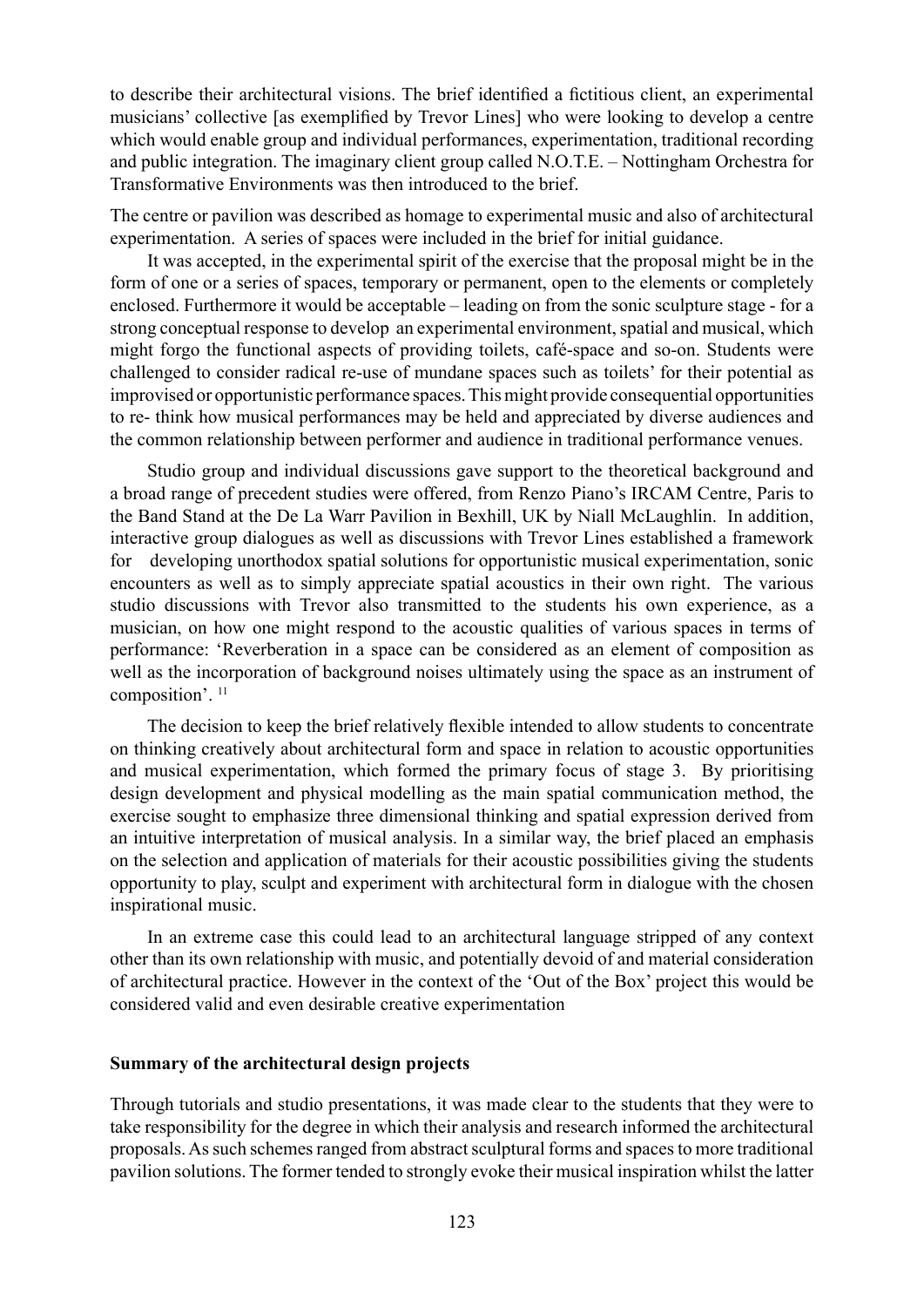to describe their architectural visions. The brief identified a fictitious client, an experimental musicians' collective [as exemplified by Trevor Lines] who were looking to develop a centre which would enable group and individual performances, experimentation, traditional recording and public integration. The imaginary client group called N.O.T.E. – Nottingham Orchestra for Transformative Environments was then introduced to the brief.

The centre or pavilion was described as homage to experimental music and also of architectural experimentation. A series of spaces were included in the brief for initial guidance.

It was accepted, in the experimental spirit of the exercise that the proposal might be in the form of one or a series of spaces, temporary or permanent, open to the elements or completely enclosed. Furthermore it would be acceptable – leading on from the sonic sculpture stage - for a strong conceptual response to develop an experimental environment, spatial and musical, which might forgo the functional aspects of providing toilets, café-space and so-on. Students were challenged to consider radical re-use of mundane spaces such as toilets' for their potential as improvised or opportunistic performance spaces. This might provide consequential opportunities to re- think how musical performances may be held and appreciated by diverse audiences and the common relationship between performer and audience in traditional performance venues.

Studio group and individual discussions gave support to the theoretical background and a broad range of precedent studies were offered, from Renzo Piano's IRCAM Centre, Paris to the Band Stand at the De La Warr Pavilion in Bexhill, UK by Niall McLaughlin. In addition, interactive group dialogues as well as discussions with Trevor Lines established a framework for developing unorthodox spatial solutions for opportunistic musical experimentation, sonic encounters as well as to simply appreciate spatial acoustics in their own right. The various studio discussions with Trevor also transmitted to the students his own experience, as a musician, on how one might respond to the acoustic qualities of various spaces in terms of performance: 'Reverberation in a space can be considered as an element of composition as well as the incorporation of background noises ultimately using the space as an instrument of composition'. [11]

The decision to keep the brief relatively flexible intended to allow students to concentrate on thinking creatively about architectural form and space in relation to acoustic opportunities and musical experimentation, which formed the primary focus of stage 3. By prioritising design development and physical modelling as the main spatial communication method, the exercise sought to emphasize three dimensional thinking and spatial expression derived from an intuitive interpretation of musical analysis. In a similar way, the brief placed an emphasis on the selection and application of materials for their acoustic possibilities giving the students opportunity to play, sculpt and experiment with architectural form in dialogue with the chosen inspirational music.

In an extreme case this could lead to an architectural language stripped of any context other than its own relationship with music, and potentially devoid of and material consideration of architectural practice. However in the context of the 'Out of the Box' project this would be considered valid and even desirable creative experimentation

**Summary of the architectural design projects**

Through tutorials and studio presentations, it was made clear to the students that they were to take responsibility for the degree in which their analysis and research informed the architectural proposals. As such schemes ranged from abstract sculptural forms and spaces to more traditional pavilion solutions. The former tended to strongly evoke their musical inspiration whilst the latter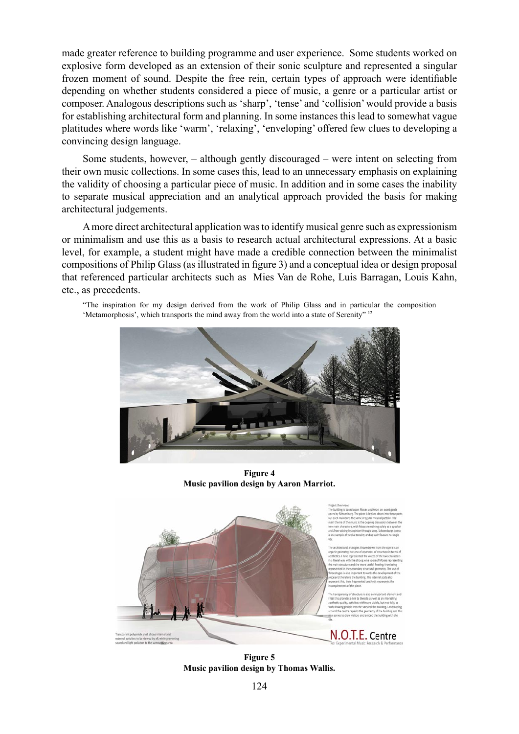made greater reference to building programme and user experience. Some students worked on explosive form developed as an extension of their sonic sculpture and represented a singular frozen moment of sound. Despite the free rein, certain types of approach were identifiable depending on whether students considered a piece of music, a genre or a particular artist or composer. Analogous descriptions such as 'sharp', 'tense' and 'collision' would provide a basis for establishing architectural form and planning. In some instances this lead to somewhat vague platitudes where words like 'warm', 'relaxing', 'enveloping' offered few clues to developing a convincing design language.

Some students, however, – although gently discouraged – were intent on selecting from their own music collections. In some cases this, lead to an unnecessary emphasis on explaining the validity of choosing a particular piece of music. In addition and in some cases the inability to separate musical appreciation and an analytical approach provided the basis for making architectural judgements.

A more direct architectural application was to identify musical genre such as expressionism or minimalism and use this as a basis to research actual architectural expressions. At a basic level, for example, a student might have made a credible connection between the minimalist compositions of Philip Glass (as illustrated in figure 3) and a conceptual idea or design proposal that referenced particular architects such as Mies Van de Rohe, Luis Barragan, Louis Kahn, etc., as precedents.

"The inspiration for my design derived from the work of Philip Glass and in particular the composition 'Metamorphosis', which transports the mind away from the world into a state of Serenity" [12]

**Figure 4**
**Music pavilion design by Aaron Marriot.**

**Figure 5**
**Music pavilion design by Thomas Wallis.**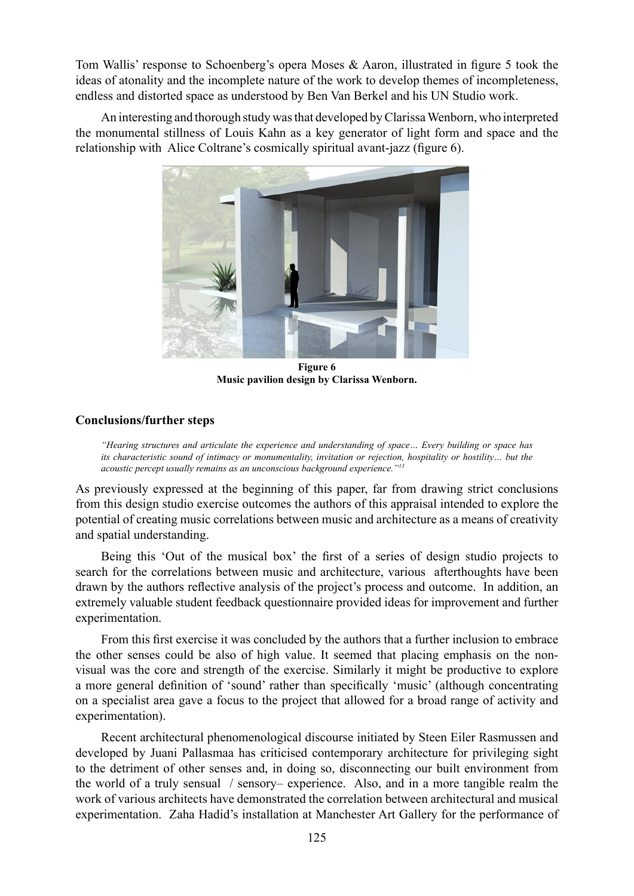Tom Wallis' response to Schoenberg's opera Moses & Aaron, illustrated in figure 5 took the ideas of atonality and the incomplete nature of the work to develop themes of incompleteness, endless and distorted space as understood by Ben Van Berkel and his UN Studio work.

An interesting and thorough study was that developed by Clarissa Wenborn, who interpreted the monumental stillness of Louis Kahn as a key generator of light form and space and the relationship with Alice Coltrane's cosmically spiritual avant-jazz (figure 6).

**Figure 6**
**Music pavilion design by Clarissa Wenborn.**

### Conclusions/further steps

> *"Hearing structures and articulate the experience and understanding of space… Every building or space has its characteristic sound of intimacy or monumentality, invitation or rejection, hospitality or hostility… but the acoustic percept usually remains as an unconscious background experience."*[13]

As previously expressed at the beginning of this paper, far from drawing strict conclusions from this design studio exercise outcomes the authors of this appraisal intended to explore the potential of creating music correlations between music and architecture as a means of creativity and spatial understanding.

Being this 'Out of the musical box' the first of a series of design studio projects to search for the correlations between music and architecture, various afterthoughts have been drawn by the authors reflective analysis of the project's process and outcome. In addition, an extremely valuable student feedback questionnaire provided ideas for improvement and further experimentation.

From this first exercise it was concluded by the authors that a further inclusion to embrace the other senses could be also of high value. It seemed that placing emphasis on the non-visual was the core and strength of the exercise. Similarly it might be productive to explore a more general definition of 'sound' rather than specifically 'music' (although concentrating on a specialist area gave a focus to the project that allowed for a broad range of activity and experimentation).

Recent architectural phenomenological discourse initiated by Steen Eiler Rasmussen and developed by Juani Pallasmaa has criticised contemporary architecture for privileging sight to the detriment of other senses and, in doing so, disconnecting our built environment from the world of a truly sensual / sensory– experience. Also, and in a more tangible realm the work of various architects have demonstrated the correlation between architectural and musical experimentation. Zaha Hadid's installation at Manchester Art Gallery for the performance of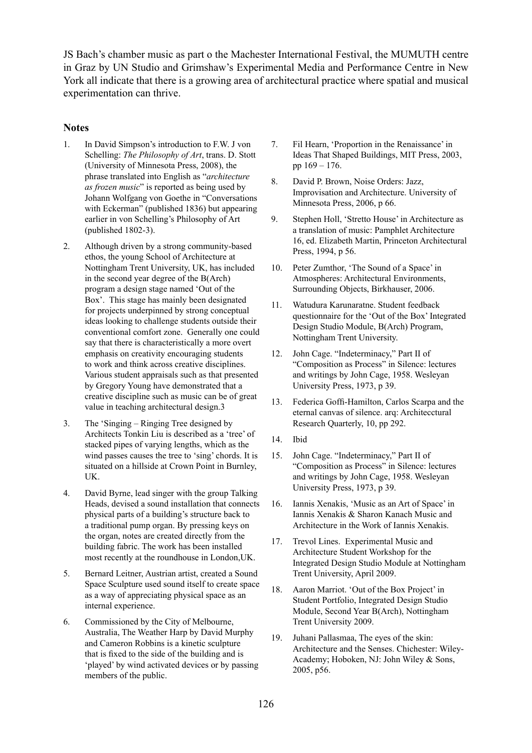JS Bach's chamber music as part o the Machester International Festival, the MUMUTH centre in Graz by UN Studio and Grimshaw's Experimental Media and Performance Centre in New York all indicate that there is a growing area of architectural practice where spatial and musical experimentation can thrive.

### Notes

1. In David Simpson's introduction to F.W. J von Schelling: *The Philosophy of Art*, trans. D. Stott (University of Minnesota Press, 2008), the phrase translated into English as "*architecture as frozen music*" is reported as being used by Johann Wolfgang von Goethe in "Conversations with Eckerman" (published 1836) but appearing earlier in von Schelling's Philosophy of Art (published 1802-3).

2. Although driven by a strong community-based ethos, the young School of Architecture at Nottingham Trent University, UK, has included in the second year degree of the B(Arch) program a design stage named 'Out of the Box'. This stage has mainly been designated for projects underpinned by strong conceptual ideas looking to challenge students outside their conventional comfort zone. Generally one could say that there is characteristically a more overt emphasis on creativity encouraging students to work and think across creative disciplines. Various student appraisals such as that presented by Gregory Young have demonstrated that a creative discipline such as music can be of great value in teaching architectural design.3

3. The 'Singing – Ringing Tree designed by Architects Tonkin Liu is described as a 'tree' of stacked pipes of varying lengths, which as the wind passes causes the tree to 'sing' chords. It is situated on a hillside at Crown Point in Burnley, UK.

4. David Byrne, lead singer with the group Talking Heads, devised a sound installation that connects physical parts of a building's structure back to a traditional pump organ. By pressing keys on the organ, notes are created directly from the building fabric. The work has been installed most recently at the roundhouse in London,UK.

5. Bernard Leitner, Austrian artist, created a Sound Space Sculpture used sound itself to create space as a way of appreciating physical space as an internal experience.

6. Commissioned by the City of Melbourne, Australia, The Weather Harp by David Murphy and Cameron Robbins is a kinetic sculpture that is fixed to the side of the building and is 'played' by wind activated devices or by passing members of the public.

7. Fil Hearn, 'Proportion in the Renaissance' in Ideas That Shaped Buildings, MIT Press, 2003, pp 169 – 176.

8. David P. Brown, Noise Orders: Jazz, Improvisation and Architecture. University of Minnesota Press, 2006, p 66.

9. Stephen Holl, 'Stretto House' in Architecture as a translation of music: Pamphlet Architecture 16, ed. Elizabeth Martin, Princeton Architectural Press, 1994, p 56.

10. Peter Zumthor, 'The Sound of a Space' in Atmospheres: Architectural Environments, Surrounding Objects, Birkhauser, 2006.

11. Watudura Karunaratne. Student feedback questionnaire for the 'Out of the Box' Integrated Design Studio Module, B(Arch) Program, Nottingham Trent University.

12. John Cage. "Indeterminacy," Part II of "Composition as Process" in Silence: lectures and writings by John Cage, 1958. Wesleyan University Press, 1973, p 39.

13. Federica Goffi-Hamilton, Carlos Scarpa and the eternal canvas of silence. arq: Architecctural Research Quarterly, 10, pp 292.

14. Ibid

15. John Cage. "Indeterminacy," Part II of "Composition as Process" in Silence: lectures and writings by John Cage, 1958. Wesleyan University Press, 1973, p 39.

16. Iannis Xenakis, 'Music as an Art of Space' in Iannis Xenakis & Sharon Kanach Music and Architecture in the Work of Iannis Xenakis.

17. Trevol Lines. Experimental Music and Architecture Student Workshop for the Integrated Design Studio Module at Nottingham Trent University, April 2009.

18. Aaron Marriot. 'Out of the Box Project' in Student Portfolio, Integrated Design Studio Module, Second Year B(Arch), Nottingham Trent University 2009.

19. Juhani Pallasmaa, The eyes of the skin: Architecture and the Senses. Chichester: Wiley-Academy; Hoboken, NJ: John Wiley & Sons, 2005, p56.